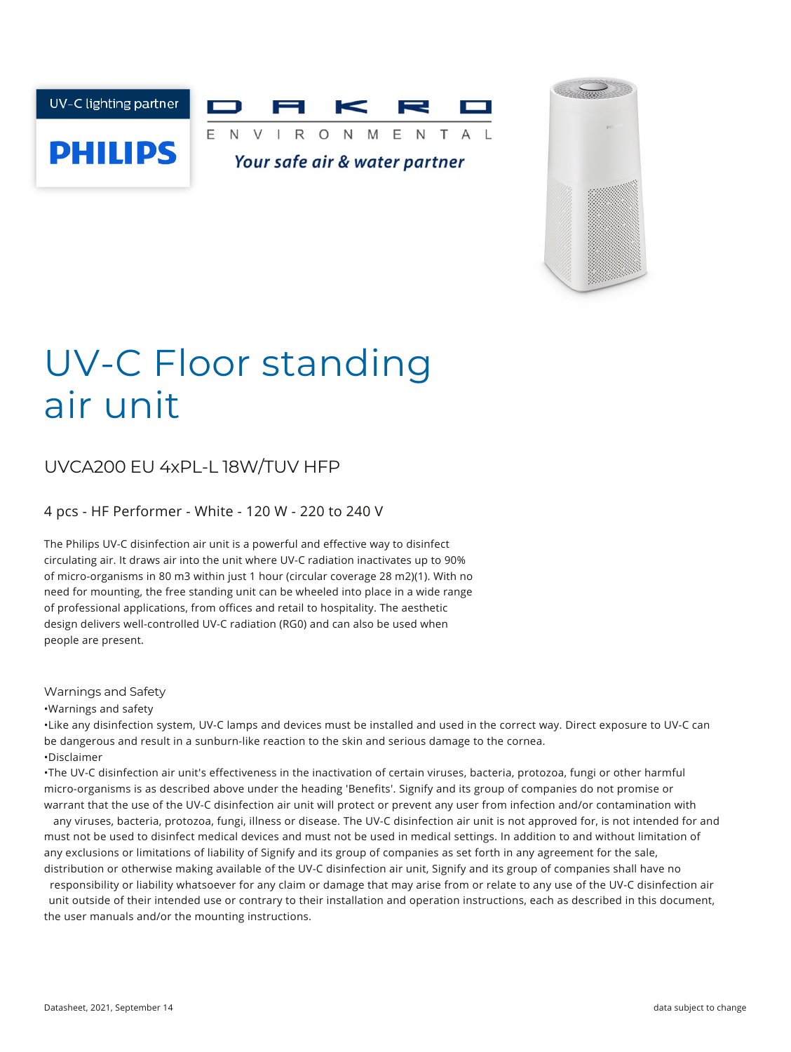UV-C lighting partner

PHILIPS

DAKRO

ENVIRONMENTAL

*Your safe air & water partner*

# UV-C Floor standing air unit

## UVCA200 EU 4xPL-L 18W/TUV HFP

### 4 pcs - HF Performer - White - 120 W - 220 to 240 V

The Philips UV-C disinfection air unit is a powerful and effective way to disinfect circulating air. It draws air into the unit where UV-C radiation inactivates up to 90% of micro-organisms in 80 m3 within just 1 hour (circular coverage 28 m2)(1). With no need for mounting, the free standing unit can be wheeled into place in a wide range of professional applications, from offices and retail to hospitality. The aesthetic design delivers well-controlled UV-C radiation (RG0) and can also be used when people are present.

#### Warnings and Safety

- Warnings and safety
- Like any disinfection system, UV-C lamps and devices must be installed and used in the correct way. Direct exposure to UV-C can be dangerous and result in a sunburn-like reaction to the skin and serious damage to the cornea.
- Disclaimer
- The UV-C disinfection air unit's effectiveness in the inactivation of certain viruses, bacteria, protozoa, fungi or other harmful micro-organisms is as described above under the heading 'Benefits'. Signify and its group of companies do not promise or warrant that the use of the UV-C disinfection air unit will protect or prevent any user from infection and/or contamination with any viruses, bacteria, protozoa, fungi, illness or disease. The UV-C disinfection air unit is not approved for, is not intended for and must not be used to disinfect medical devices and must not be used in medical settings. In addition to and without limitation of any exclusions or limitations of liability of Signify and its group of companies as set forth in any agreement for the sale, distribution or otherwise making available of the UV-C disinfection air unit, Signify and its group of companies shall have no responsibility or liability whatsoever for any claim or damage that may arise from or relate to any use of the UV-C disinfection air unit outside of their intended use or contrary to their installation and operation instructions, each as described in this document, the user manuals and/or the mounting instructions.

Datasheet, 2021, September 14

data subject to change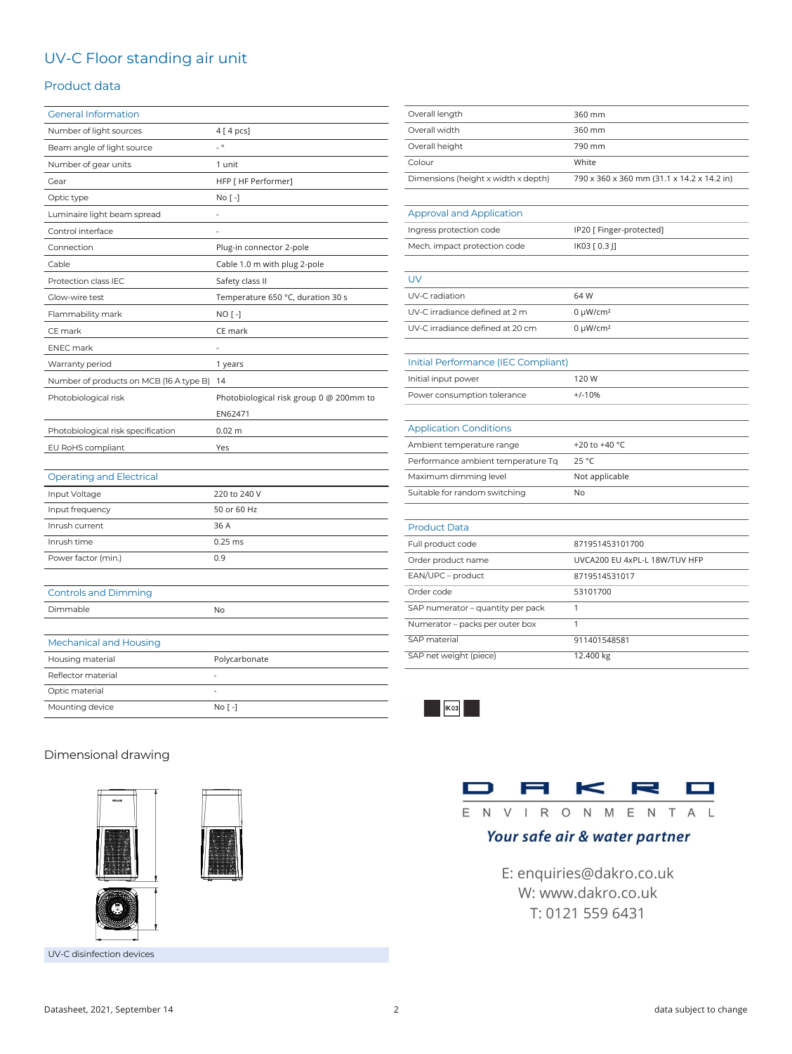# UV-C Floor standing air unit

## Product data

| General Information | |
|---|---|
| Number of light sources | 4 [ 4 pcs] |
| Beam angle of light source | - ° |
| Number of gear units | 1 unit |
| Gear | HFP [ HF Performer] |
| Optic type | No [ -] |
| Luminaire light beam spread | - |
| Control interface | - |
| Connection | Plug-in connector 2-pole |
| Cable | Cable 1.0 m with plug 2-pole |
| Protection class IEC | Safety class II |
| Glow-wire test | Temperature 650 °C, duration 30 s |
| Flammability mark | NO [ -] |
| CE mark | CE mark |
| ENEC mark | - |
| Warranty period | 1 years |
| Number of products on MCB (16 A type B) | 14 |
| Photobiological risk | Photobiological risk group 0 @ 200mm to EN62471 |
| Photobiological risk specification | 0.02 m |
| EU RoHS compliant | Yes |

| Operating and Electrical | |
|---|---|
| Input Voltage | 220 to 240 V |
| Input frequency | 50 or 60 Hz |
| Inrush current | 36 A |
| Inrush time | 0.25 ms |
| Power factor (min.) | 0.9 |

| Controls and Dimming | |
|---|---|
| Dimmable | No |

| Mechanical and Housing | |
|---|---|
| Housing material | Polycarbonate |
| Reflector material | - |
| Optic material | - |
| Mounting device | No [ -] |

| | |
|---|---|
| Overall length | 360 mm |
| Overall width | 360 mm |
| Overall height | 790 mm |
| Colour | White |
| Dimensions (height x width x depth) | 790 x 360 x 360 mm (31.1 x 14.2 x 14.2 in) |

| Approval and Application | |
|---|---|
| Ingress protection code | IP20 [ Finger-protected] |
| Mech. impact protection code | IK03 [ 0.3 J] |

| UV | |
|---|---|
| UV-C radiation | 64 W |
| UV-C irradiance defined at 2 m | 0 μW/cm² |
| UV-C irradiance defined at 20 cm | 0 μW/cm² |

| Initial Performance (IEC Compliant) | |
|---|---|
| Initial input power | 120 W |
| Power consumption tolerance | +/-10% |

| Application Conditions | |
|---|---|
| Ambient temperature range | +20 to +40 °C |
| Performance ambient temperature Tq | 25 °C |
| Maximum dimming level | Not applicable |
| Suitable for random switching | No |

| Product Data | |
|---|---|
| Full product code | 871951453101700 |
| Order product name | UVCA200 EU 4xPL-L 18W/TUV HFP |
| EAN/UPC – product | 8719514531017 |
| Order code | 53101700 |
| SAP numerator – quantity per pack | 1 |
| Numerator – packs per outer box | 1 |
| SAP material | 911401548581 |
| SAP net weight (piece) | 12.400 kg |

IK03

## Dimensional drawing

UV-C disinfection devices

DAKRO ENVIRONMENTAL

*Your safe air & water partner*

E: enquiries@dakro.co.uk
W: www.dakro.co.uk
T: 0121 559 6431

Datasheet, 2021, September 14 — data subject to change